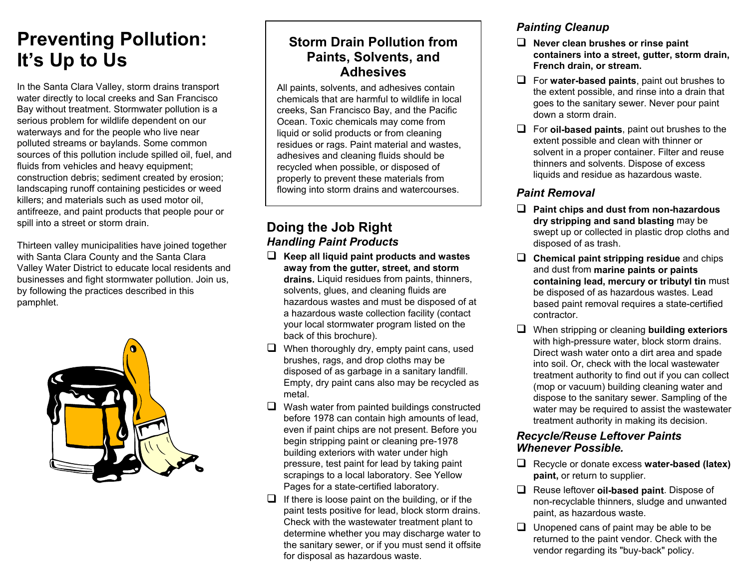# Preventing Pollution: It's Up to Us

In the Santa Clara Valley, storm drains transport water directly to local creeks and San Francisco Bay without treatment. Stormwater pollution is a serious problem for wildlife dependent on our waterways and for the people who live near polluted streams or baylands. Some common sources of this pollution include spilled oil, fuel, and fluids from vehicles and heavy equipment; construction debris; sediment created by erosion; landscaping runoff containing pesticides or weed killers; and materials such as used motor oil, antifreeze, and paint products that people pour or spill into a street or storm drain.

Thirteen valley municipalities have joined together with Santa Clara County and the Santa Clara Valley Water District to educate local residents and businesses and fight stormwater pollution. Join us, by following the practices described in this pamphlet.

## Storm Drain Pollution from Paints, Solvents, and Adhesives

All paints, solvents, and adhesives contain chemicals that are harmful to wildlife in local creeks, San Francisco Bay, and the Pacific Ocean. Toxic chemicals may come from liquid or solid products or from cleaning residues or rags. Paint material and wastes, adhesives and cleaning fluids should be recycled when possible, or disposed of properly to prevent these materials from flowing into storm drains and watercourses.

## Doing the Job Right

### *Handling Paint Products*

- ❑ **Keep all liquid paint products and wastes away from the gutter, street, and storm drains.** Liquid residues from paints, thinners, solvents, glues, and cleaning fluids are hazardous wastes and must be disposed of at a hazardous waste collection facility (contact your local stormwater program listed on the back of this brochure).
- ❑ When thoroughly dry, empty paint cans, used brushes, rags, and drop cloths may be disposed of as garbage in a sanitary landfill. Empty, dry paint cans also may be recycled as metal.
- ❑ Wash water from painted buildings constructed before 1978 can contain high amounts of lead, even if paint chips are not present. Before you begin stripping paint or cleaning pre-1978 building exteriors with water under high pressure, test paint for lead by taking paint scrapings to a local laboratory. See Yellow Pages for a state-certified laboratory.
- ❑ If there is loose paint on the building, or if the paint tests positive for lead, block storm drains. Check with the wastewater treatment plant to determine whether you may discharge water to the sanitary sewer, or if you must send it offsite for disposal as hazardous waste.

### *Painting Cleanup*

- ❑ **Never clean brushes or rinse paint containers into a street, gutter, storm drain, French drain, or stream.**
- ❑ For **water-based paints**, paint out brushes to the extent possible, and rinse into a drain that goes to the sanitary sewer. Never pour paint down a storm drain.
- ❑ For **oil-based paints**, paint out brushes to the extent possible and clean with thinner or solvent in a proper container. Filter and reuse thinners and solvents. Dispose of excess liquids and residue as hazardous waste.

### *Paint Removal*

- ❑ **Paint chips and dust from non-hazardous dry stripping and sand blasting** may be swept up or collected in plastic drop cloths and disposed of as trash.
- ❑ **Chemical paint stripping residue** and chips and dust from **marine paints or paints containing lead, mercury or tributyl tin** must be disposed of as hazardous wastes. Lead based paint removal requires a state-certified contractor.
- ❑ When stripping or cleaning **building exteriors** with high-pressure water, block storm drains. Direct wash water onto a dirt area and spade into soil. Or, check with the local wastewater treatment authority to find out if you can collect (mop or vacuum) building cleaning water and dispose to the sanitary sewer. Sampling of the water may be required to assist the wastewater treatment authority in making its decision.

### *Recycle/Reuse Leftover Paints Whenever Possible.*

- ❑ Recycle or donate excess **water-based (latex) paint,** or return to supplier.
- ❑ Reuse leftover **oil-based paint**. Dispose of non-recyclable thinners, sludge and unwanted paint, as hazardous waste.
- ❑ Unopened cans of paint may be able to be returned to the paint vendor. Check with the vendor regarding its "buy-back" policy.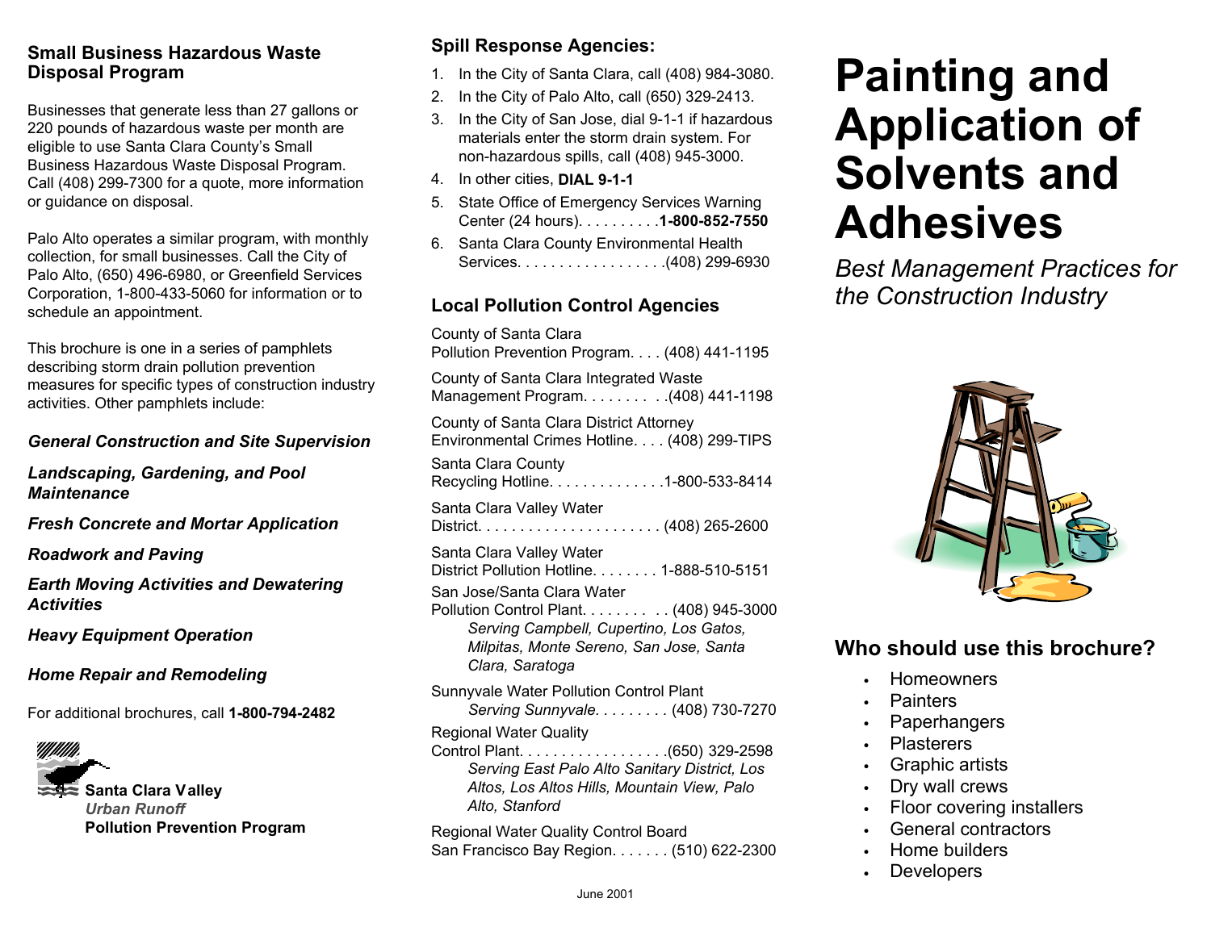## Small Business Hazardous Waste Disposal Program

Businesses that generate less than 27 gallons or 220 pounds of hazardous waste per month are eligible to use Santa Clara County's Small Business Hazardous Waste Disposal Program. Call (408) 299-7300 for a quote, more information or guidance on disposal.

Palo Alto operates a similar program, with monthly collection, for small businesses. Call the City of Palo Alto, (650) 496-6980, or Greenfield Services Corporation, 1-800-433-5060 for information or to schedule an appointment.

This brochure is one in a series of pamphlets describing storm drain pollution prevention measures for specific types of construction industry activities. Other pamphlets include:

***General Construction and Site Supervision***

***Landscaping, Gardening, and Pool Maintenance***

***Fresh Concrete and Mortar Application***

***Roadwork and Paving***

***Earth Moving Activities and Dewatering Activities***

***Heavy Equipment Operation***

***Home Repair and Remodeling***

For additional brochures, call **1-800-794-2482**

**Santa Clara Valley**
*Urban Runoff*
**Pollution Prevention Program**

## Spill Response Agencies:

1. In the City of Santa Clara, call (408) 984-3080.
2. In the City of Palo Alto, call (650) 329-2413.
3. In the City of San Jose, dial 9-1-1 if hazardous materials enter the storm drain system. For non-hazardous spills, call (408) 945-3000.
4. In other cities, **DIAL 9-1-1**
5. State Office of Emergency Services Warning Center (24 hours). . . . . . . . . .**1-800-852-7550**
6. Santa Clara County Environmental Health Services. . . . . . . . . . . . . . . . . .(408) 299-6930

## Local Pollution Control Agencies

County of Santa Clara
Pollution Prevention Program. . . . (408) 441-1195

County of Santa Clara Integrated Waste Management Program. . . . . . . . . .(408) 441-1198

County of Santa Clara District Attorney
Environmental Crimes Hotline. . . . (408) 299-TIPS

Santa Clara County
Recycling Hotline. . . . . . . . . . . . . .1-800-533-8414

Santa Clara Valley Water
District. . . . . . . . . . . . . . . . . . . . . . (408) 265-2600

Santa Clara Valley Water
District Pollution Hotline. . . . . . . . 1-888-510-5151

San Jose/Santa Clara Water
Pollution Control Plant. . . . . . . . . . (408) 945-3000
*Serving Campbell, Cupertino, Los Gatos, Milpitas, Monte Sereno, San Jose, Santa Clara, Saratoga*

Sunnyvale Water Pollution Control Plant
*Serving Sunnyvale.* . . . . . . . . (408) 730-7270

Regional Water Quality
Control Plant. . . . . . . . . . . . . . . . . .(650) 329-2598
*Serving East Palo Alto Sanitary District, Los Altos, Los Altos Hills, Mountain View, Palo Alto, Stanford*

Regional Water Quality Control Board
San Francisco Bay Region. . . . . . . (510) 622-2300

June 2001

# Painting and Application of Solvents and Adhesives

*Best Management Practices for the Construction Industry*

## Who should use this brochure?

- Homeowners
- Painters
- Paperhangers
- Plasterers
- Graphic artists
- Dry wall crews
- Floor covering installers
- General contractors
- Home builders
- Developers